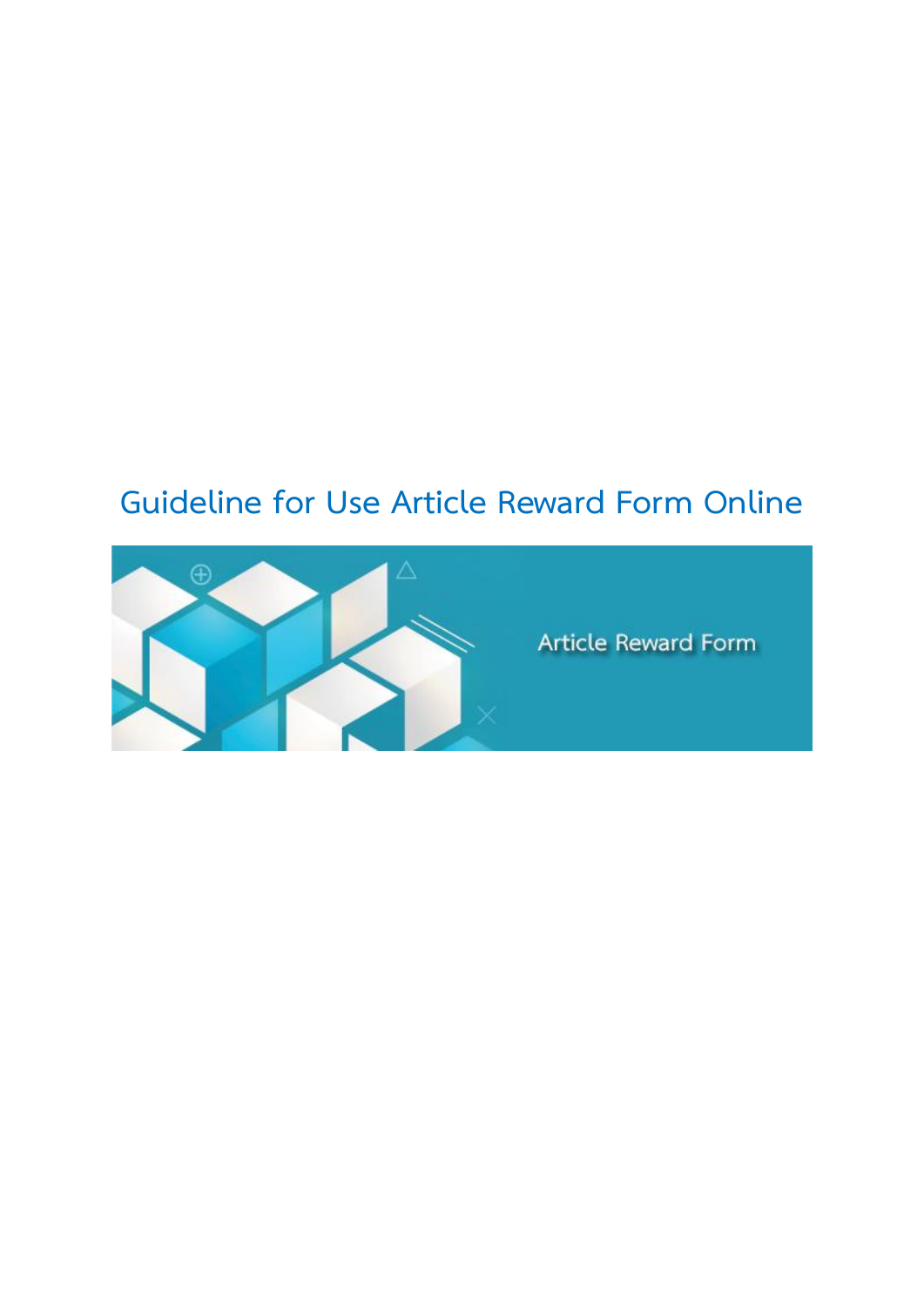# Guideline for Use Article Reward Form Online

Article Reward Form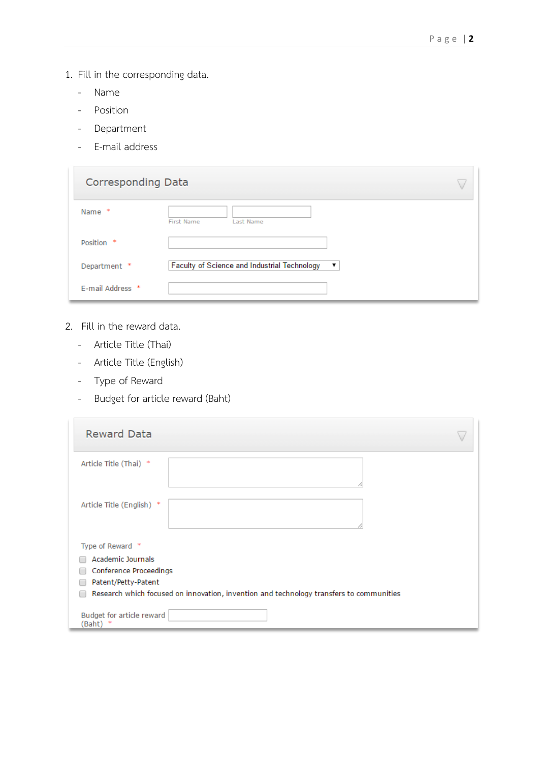1. Fill in the corresponding data.
   - Name
   - Position
   - Department
   - E-mail address

**Corresponding Data**

Name *  First Name  Last Name

Position *

Department *  Faculty of Science and Industrial Technology

E-mail Address *

2. Fill in the reward data.
   - Article Title (Thai)
   - Article Title (English)
   - Type of Reward
   - Budget for article reward (Baht)

**Reward Data**

Article Title (Thai) *

Article Title (English) *

Type of Reward *

- Academic Journals
- Conference Proceedings
- Patent/Petty-Patent
- Research which focused on innovation, invention and technology transfers to communities

Budget for article reward (Baht) *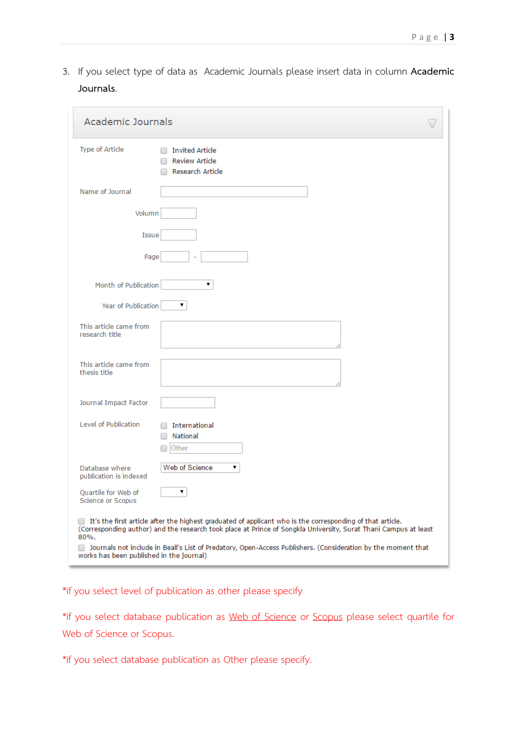3. If you select type of data as Academic Journals please insert data in column **Academic Journals**.

## Academic Journals

Type of Article
- ☐ Invited Article
- ☐ Review Article
- ☐ Research Article

Name of Journal

Volumn

Issue

Page -

Month of Publication

Year of Publication

This article came from research title

This article came from thesis title

Journal Impact Factor

Level of Publication
- ☐ International
- ☐ National
- ☐ Other

Database where publication is indexed: Web of Science

Quartile for Web of Science or Scopus

☐ It's the first article after the highest graduated of applicant who is the corresponding of that article. (Corresponding author) and the research took place at Prince of Songkla University, Surat Thani Campus at least 80%.

☐ Journals not include in Beall's List of Predatory, Open-Access Publishers. (Consideration by the moment that works has been published in the journal)

*if you select level of publication as other please specify

*if you select database publication as Web of Science or Scopus please select quartile for Web of Science or Scopus.

*if you select database publication as Other please specify.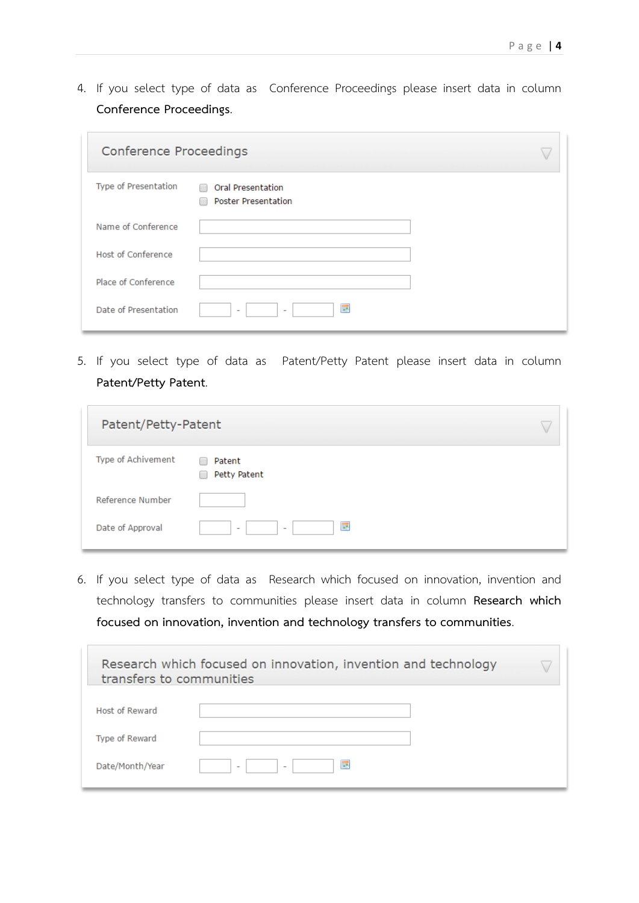4. If you select type of data as Conference Proceedings please insert data in column **Conference Proceedings**.

**Conference Proceedings**

| Field | Input |
|---|---|
| Type of Presentation | ☐ Oral Presentation<br>☐ Poster Presentation |
| Name of Conference | |
| Host of Conference | |
| Place of Conference | |
| Date of Presentation | \_\_ - \_\_ - \_\_ |

5. If you select type of data as Patent/Petty Patent please insert data in column **Patent/Petty Patent**.

**Patent/Petty-Patent**

| Field | Input |
|---|---|
| Type of Achivement | ☐ Patent<br>☐ Petty Patent |
| Reference Number | |
| Date of Approval | \_\_ - \_\_ - \_\_ |

6. If you select type of data as Research which focused on innovation, invention and technology transfers to communities please insert data in column **Research which focused on innovation, invention and technology transfers to communities**.

**Research which focused on innovation, invention and technology transfers to communities**

| Field | Input |
|---|---|
| Host of Reward | |
| Type of Reward | |
| Date/Month/Year | \_\_ - \_\_ - \_\_ |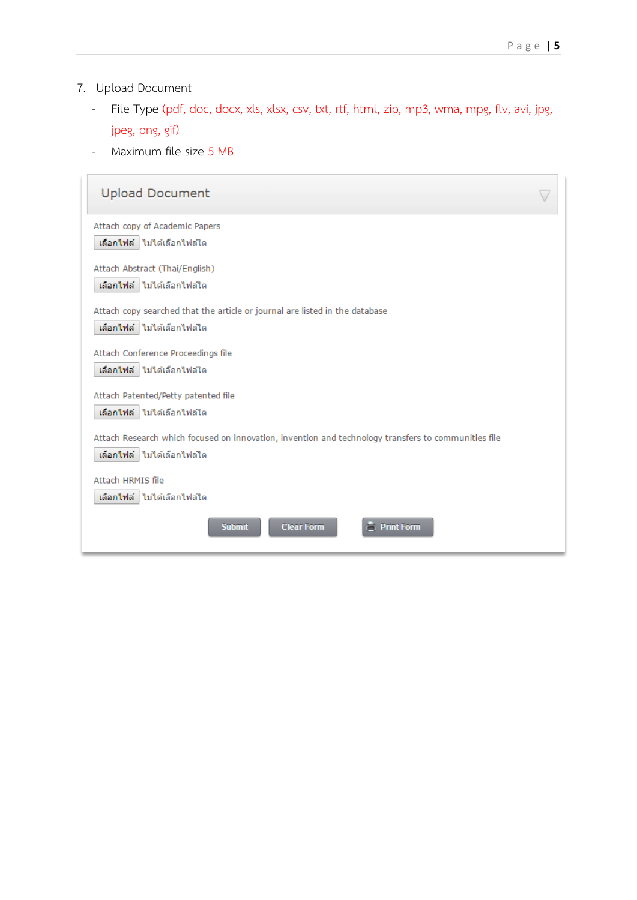7. Upload Document

- File Type (pdf, doc, docx, xls, xlsx, csv, txt, rtf, html, zip, mp3, wma, mpg, flv, avi, jpg, jpeg, png, gif)
- Maximum file size 5 MB

## Upload Document

Attach copy of Academic Papers

เลือกไฟล์ ไม่ได้เลือกไฟล์ใด

Attach Abstract (Thai/English)

เลือกไฟล์ ไม่ได้เลือกไฟล์ใด

Attach copy searched that the article or journal are listed in the database

เลือกไฟล์ ไม่ได้เลือกไฟล์ใด

Attach Conference Proceedings file

เลือกไฟล์ ไม่ได้เลือกไฟล์ใด

Attach Patented/Petty patented file

เลือกไฟล์ ไม่ได้เลือกไฟล์ใด

Attach Research which focused on innovation, invention and technology transfers to communities file

เลือกไฟล์ ไม่ได้เลือกไฟล์ใด

Attach HRMIS file

เลือกไฟล์ ไม่ได้เลือกไฟล์ใด

Submit | Clear Form | Print Form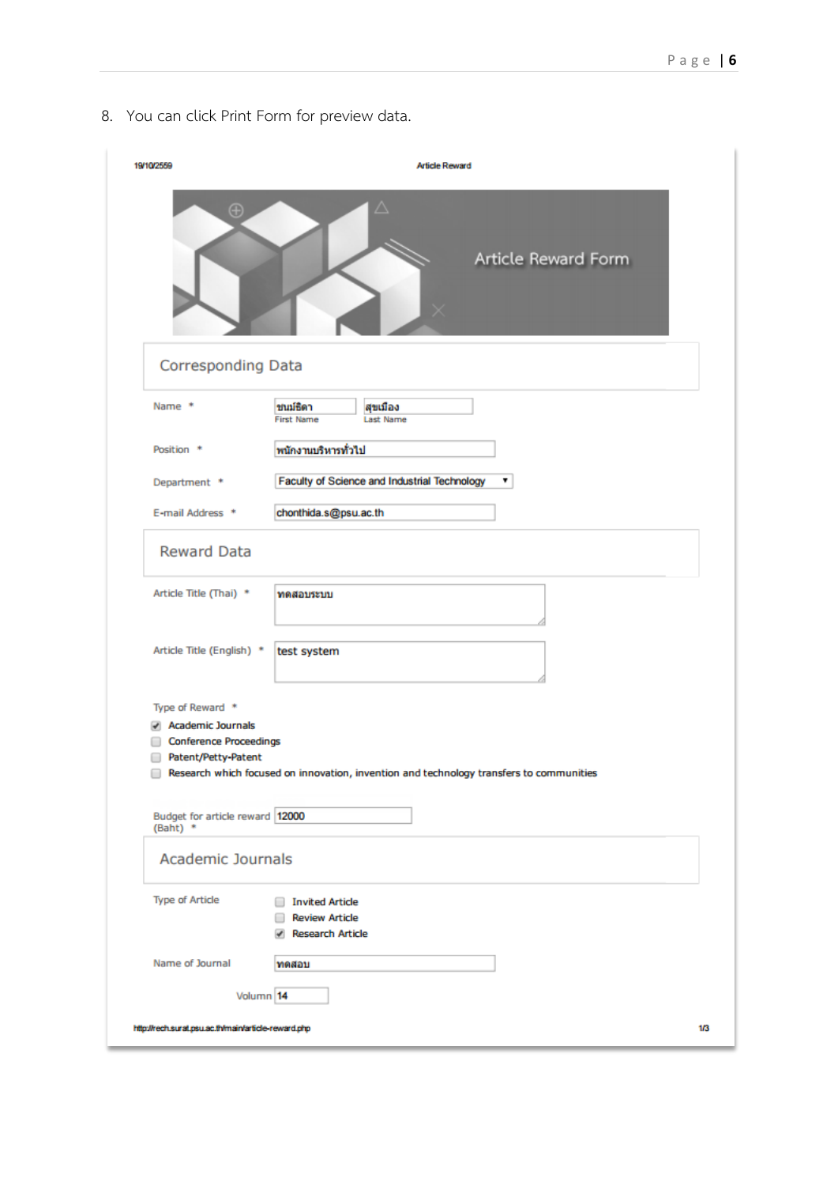8. You can click Print Form for preview data.

19/10/2559 Article Reward

Article Reward Form

## Corresponding Data

Name * ชนม์ธิดา (First Name) สุขเมือง (Last Name)

Position * พนักงานบริหารทั่วไป

Department * Faculty of Science and Industrial Technology

E-mail Address * chonthida.s@psu.ac.th

## Reward Data

Article Title (Thai) * ทดสอบระบบ

Article Title (English) * test system

Type of Reward *

- [x] Academic Journals
- [ ] Conference Proceedings
- [ ] Patent/Petty-Patent
- [ ] Research which focused on innovation, invention and technology transfers to communities

Budget for article reward (Baht) * 12000

## Academic Journals

Type of Article

- [ ] Invited Article
- [ ] Review Article
- [x] Research Article

Name of Journal ทดสอบ

Volumn 14

http://rech.surat.psu.ac.th/main/article-reward.php 1/3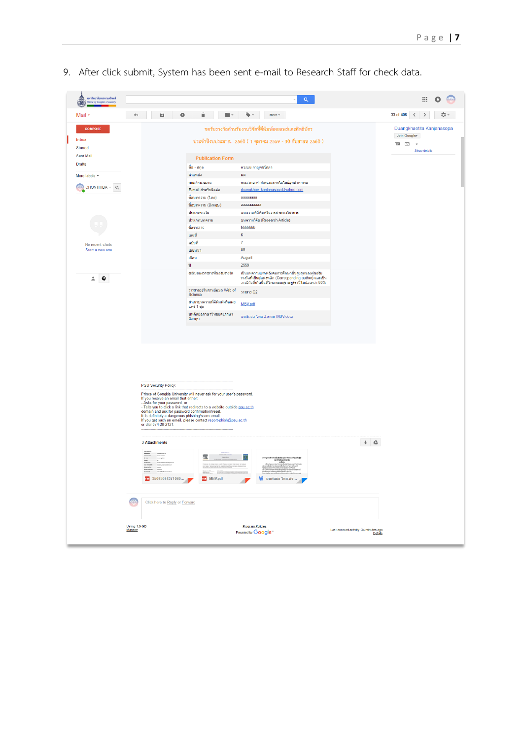9. After click submit, System has been sent e-mail to Research Staff for check data.

ขอรับรางวัลสำหรับงานวิจัยที่ตีพิมพ์เผยแพร่และสิทธิบัตร

ประจำปีงบประมาณ 2560 ( 1 ตุลาคม 2559 - 30 กันยายน 2560 )

**Publication Form**

| | |
|---|---|
| ชื่อ - สกุล | ดวงแข กาญจนโสภา |
| ตำแหน่ง | ผศ |
| คณะ/หน่วยงาน | คณะวิทยาศาสตร์และเทคโนโลยีอุตสาหกรรม |
| E-mail สำหรับติดต่อ | duangkhae_kanjanasopa@yahoo.com |
| ชื่อบทความ (ไทย) | aaaaaaaa |
| ชื่อบทความ (อังกฤษ) | aaaaaaaaaa |
| ประเภทรางวัล | บทความที่ตีพิมพ์ในวารสารทางวิชาการ |
| ประเภทบทความ | บทความวิจัย (Research Article) |
| ชื่อวารสาร | bbbbbbb |
| เล่มที่ | 6 |
| ฉบับที่ | 7 |
| เลขหน้า | 88 |
| เดือน | August |
| ปี | 2559 |
| หลักของการขอรับรางวัล | เป็นบทความจากผลงานการศึกษาขั้นสูงของผู้ขอรับรางวัลที่เป็นผู้แต่งหลัก (Corresponding author) และเป็นงานวิจัยที่เกิดขึ้นที่วิทยาเขตภูเก็ตไม่น้อยกว่า 80% |
| วารสารอยู่ในฐานข้อมูล Web of Science | วารสาร Q2 |
| สำเนาบทความที่ตีพิมพ์หรือเผยแพร่ 1 ชุด | MBV.pdf |
| บทคัดย่อภาษาไทยและภาษาอังกฤษ | บทคัดย่อ ไทย-อังกฤษ MBV.docx |

PSU Security Policy:

Prince of Songkla University will never ask for your user's password.
If you receive an email that either:
- Asks for your password, or
- Tells you to click a link that redirects to a website outside psu.ac.th domain and ask for password confirmation/reset.
It is definitely a dangerous phishing/scam email.
If you get such an email, please contact report-phish@psu.ac.th or dial 074-28-2121.

3 Attachments

- 35093084371080...
- MBV.pdf
- บทคัดย่อ ไทย-อัง...

Click here to Reply or Forward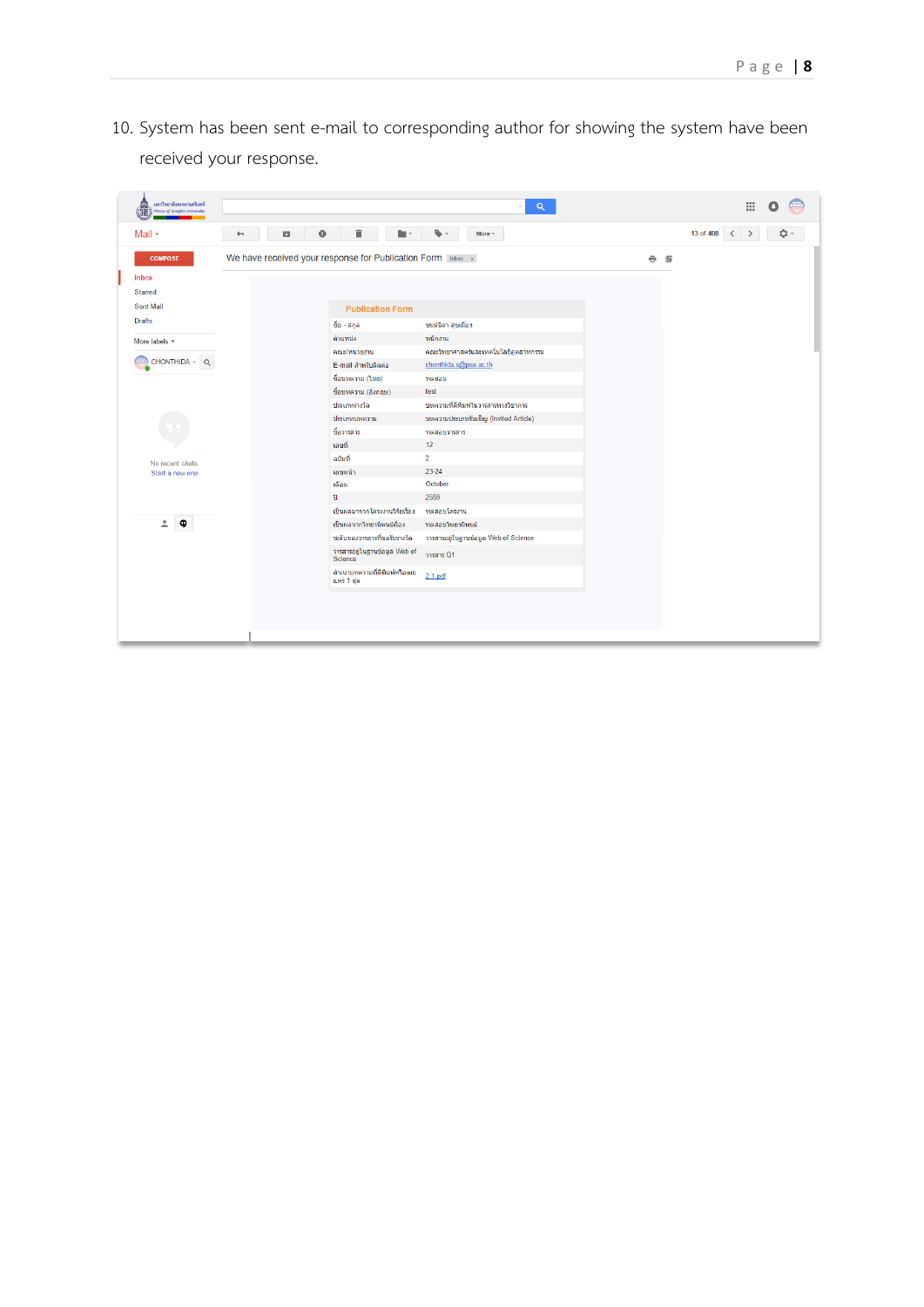10. System has been sent e-mail to corresponding author for showing the system have been received your response.

We have received your response for Publication Form

Publication Form

| | |
|---|---|
| ชื่อ - สกุล | ชนม์ธิดา สุขเมือง |
| ตำแหน่ง | พนักงาน |
| คณะ/หน่วยงาน | คณะวิทยาศาสตร์และเทคโนโลยีอุตสาหกรรม |
| E-mail สำหรับติดต่อ | chonthida.s@psu.ac.th |
| ชื่อบทความ (ไทย) | ทดสอบ |
| ชื่อบทความ (อังกฤษ) | test |
| ประเภทรางวัล | บทความที่ตีพิมพ์ในวารสารทางวิชาการ |
| ประเภทบทความ | บทความประเภทเชิญ (Invited Article) |
| ชื่อวารสาร | ทดสอบวารสาร |
| เลขที่ | 12 |
| ฉบับที่ | 2 |
| เลขหน้า | 23-24 |
| เดือน | October |
| ปี | 2559 |
| เป็นผลมาจากโครงการวิจัยเรื่อง | ทดสอบโครงการ |
| เป็นผลจากวิทยานิพนธ์เรื่อง | ทดสอบวิทยานิพนธ์ |
| ระดับของวารสารที่ขอรับรางวัล | วารสารอยู่ในฐานข้อมูล Web of Science |
| วารสารอยู่ในฐานข้อมูล Web of Science | วารสาร Q1 |
| สำเนาบทความที่ตีพิมพ์เผยแพร่ 1 ชุด | 2.1.pdf |